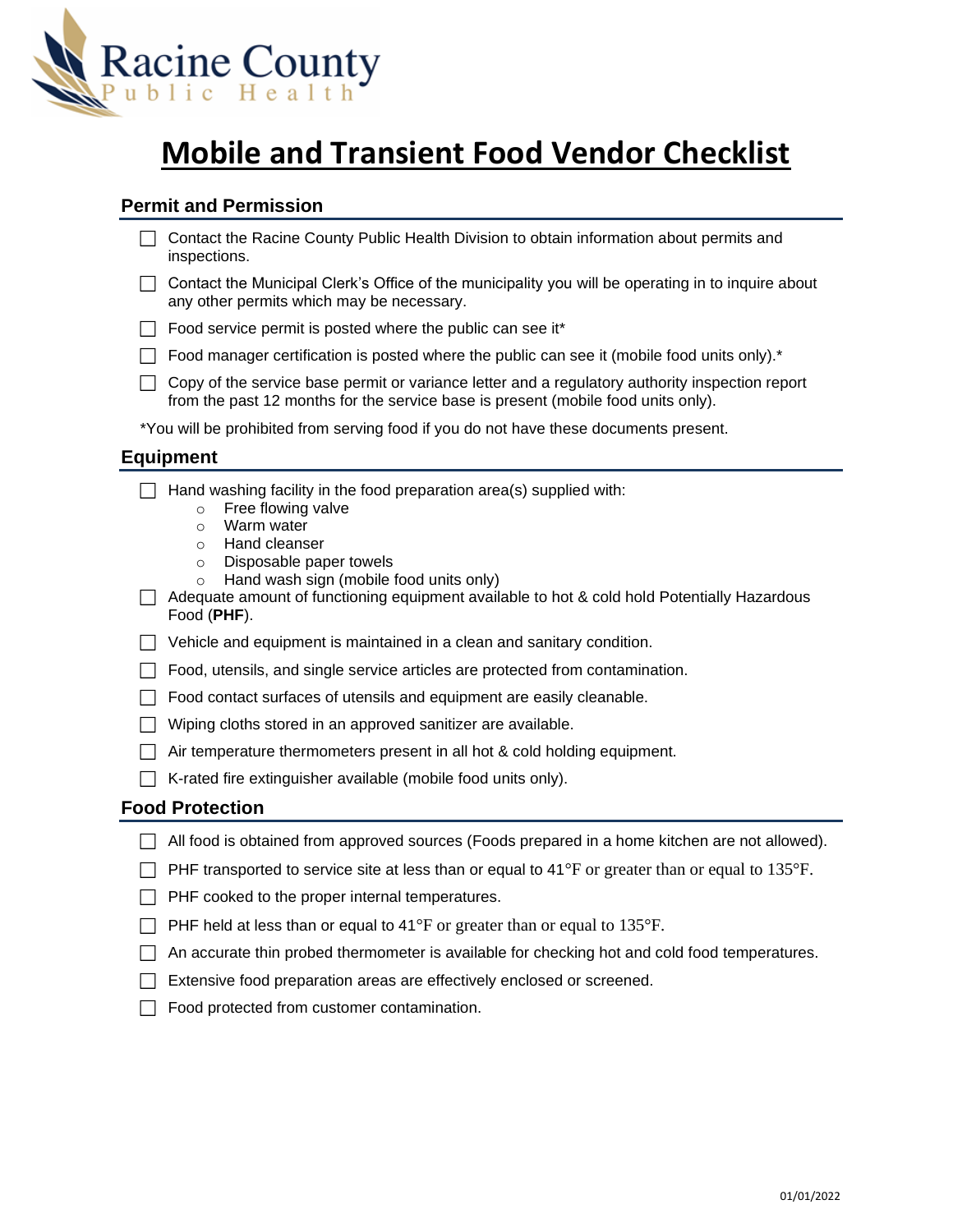Racine County Public Health

# Mobile and Transient Food Vendor Checklist

## Permit and Permission

- [ ] Contact the Racine County Public Health Division to obtain information about permits and inspections.
- [ ] Contact the Municipal Clerk's Office of the municipality you will be operating in to inquire about any other permits which may be necessary.
- [ ] Food service permit is posted where the public can see it*
- [ ] Food manager certification is posted where the public can see it (mobile food units only).*
- [ ] Copy of the service base permit or variance letter and a regulatory authority inspection report from the past 12 months for the service base is present (mobile food units only).

*You will be prohibited from serving food if you do not have these documents present.

## Equipment

- [ ] Hand washing facility in the food preparation area(s) supplied with:
  - Free flowing valve
  - Warm water
  - Hand cleanser
  - Disposable paper towels
  - Hand wash sign (mobile food units only)
- [ ] Adequate amount of functioning equipment available to hot & cold hold Potentially Hazardous Food (**PHF**).
- [ ] Vehicle and equipment is maintained in a clean and sanitary condition.
- [ ] Food, utensils, and single service articles are protected from contamination.
- [ ] Food contact surfaces of utensils and equipment are easily cleanable.
- [ ] Wiping cloths stored in an approved sanitizer are available.
- [ ] Air temperature thermometers present in all hot & cold holding equipment.
- [ ] K-rated fire extinguisher available (mobile food units only).

## Food Protection

- [ ] All food is obtained from approved sources (Foods prepared in a home kitchen are not allowed).
- [ ] PHF transported to service site at less than or equal to 41°F or greater than or equal to 135°F.
- [ ] PHF cooked to the proper internal temperatures.
- [ ] PHF held at less than or equal to 41°F or greater than or equal to 135°F.
- [ ] An accurate thin probed thermometer is available for checking hot and cold food temperatures.
- [ ] Extensive food preparation areas are effectively enclosed or screened.
- [ ] Food protected from customer contamination.

01/01/2022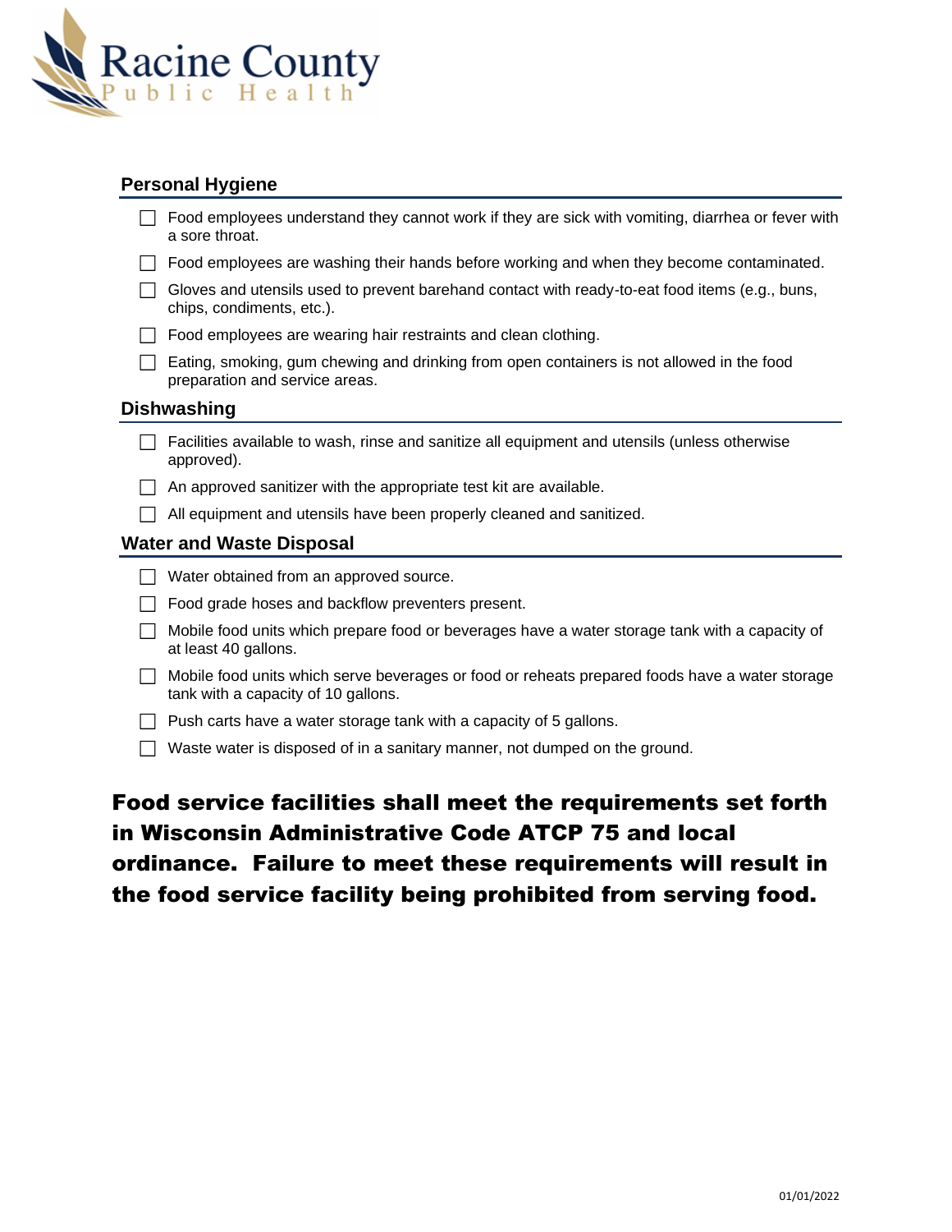Racine County Public Health

## Personal Hygiene

- [ ] Food employees understand they cannot work if they are sick with vomiting, diarrhea or fever with a sore throat.
- [ ] Food employees are washing their hands before working and when they become contaminated.
- [ ] Gloves and utensils used to prevent barehand contact with ready-to-eat food items (e.g., buns, chips, condiments, etc.).
- [ ] Food employees are wearing hair restraints and clean clothing.
- [ ] Eating, smoking, gum chewing and drinking from open containers is not allowed in the food preparation and service areas.

## Dishwashing

- [ ] Facilities available to wash, rinse and sanitize all equipment and utensils (unless otherwise approved).
- [ ] An approved sanitizer with the appropriate test kit are available.
- [ ] All equipment and utensils have been properly cleaned and sanitized.

## Water and Waste Disposal

- [ ] Water obtained from an approved source.
- [ ] Food grade hoses and backflow preventers present.
- [ ] Mobile food units which prepare food or beverages have a water storage tank with a capacity of at least 40 gallons.
- [ ] Mobile food units which serve beverages or food or reheats prepared foods have a water storage tank with a capacity of 10 gallons.
- [ ] Push carts have a water storage tank with a capacity of 5 gallons.
- [ ] Waste water is disposed of in a sanitary manner, not dumped on the ground.

**Food service facilities shall meet the requirements set forth in Wisconsin Administrative Code ATCP 75 and local ordinance. Failure to meet these requirements will result in the food service facility being prohibited from serving food.**

01/01/2022